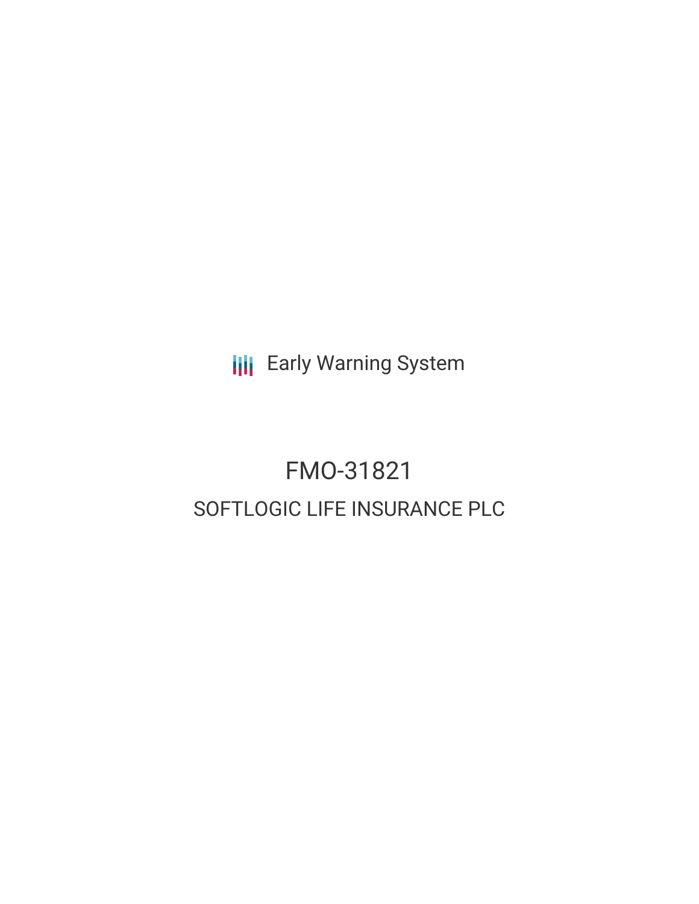Early Warning System

# FMO-31821

## SOFTLOGIC LIFE INSURANCE PLC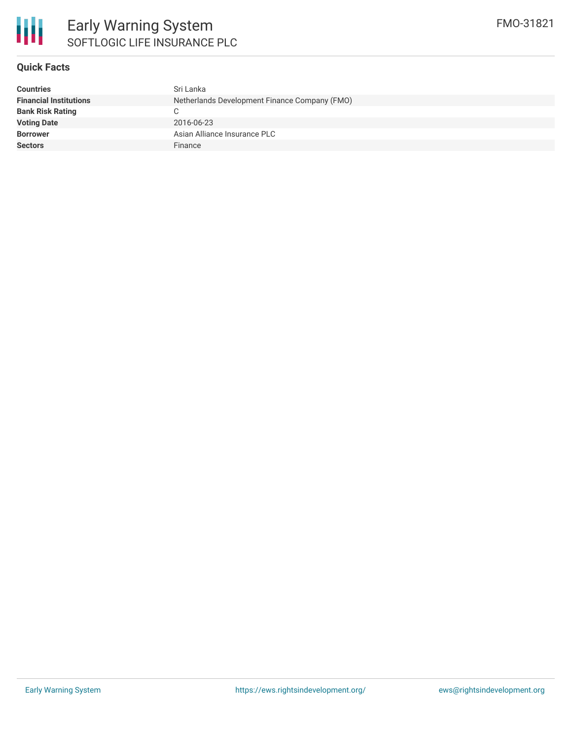# Early Warning System

SOFTLOGIC LIFE INSURANCE PLC

FMO-31821

## Quick Facts

| | |
|---|---|
| **Countries** | Sri Lanka |
| **Financial Institutions** | Netherlands Development Finance Company (FMO) |
| **Bank Risk Rating** | C |
| **Voting Date** | 2016-06-23 |
| **Borrower** | Asian Alliance Insurance PLC |
| **Sectors** | Finance |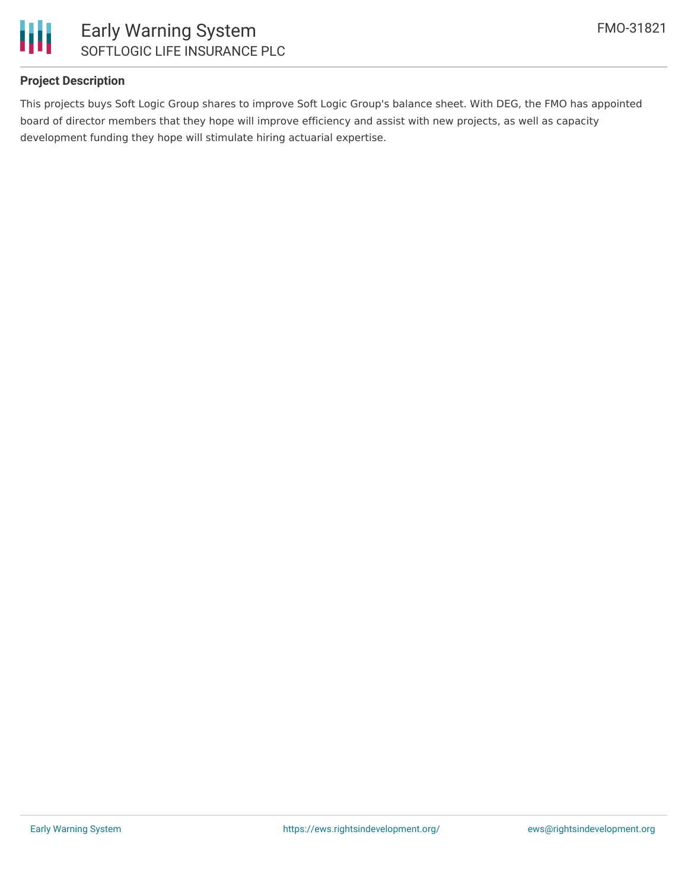## Project Description

This projects buys Soft Logic Group shares to improve Soft Logic Group's balance sheet. With DEG, the FMO has appointed board of director members that they hope will improve efficiency and assist with new projects, as well as capacity development funding they hope will stimulate hiring actuarial expertise.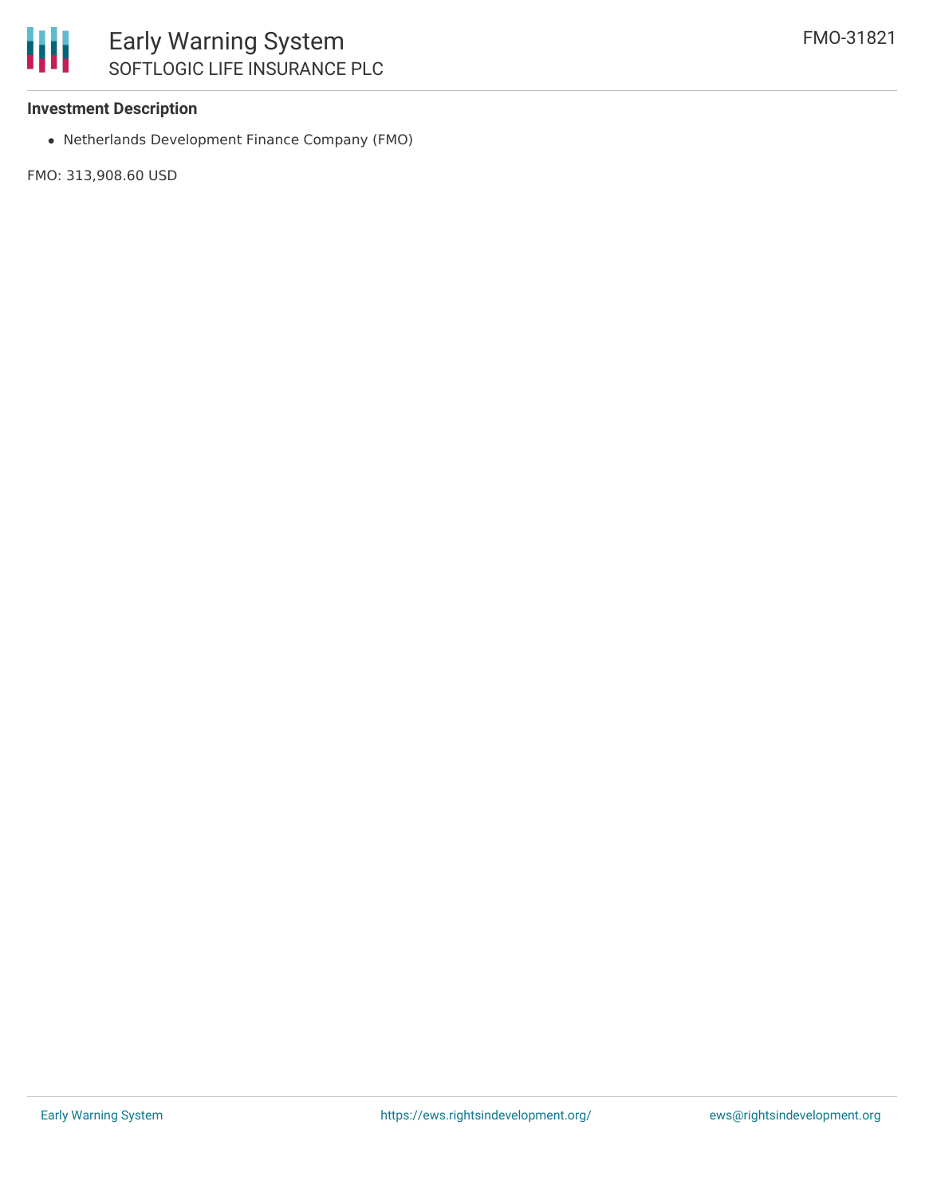### Investment Description

- Netherlands Development Finance Company (FMO)

FMO: 313,908.60 USD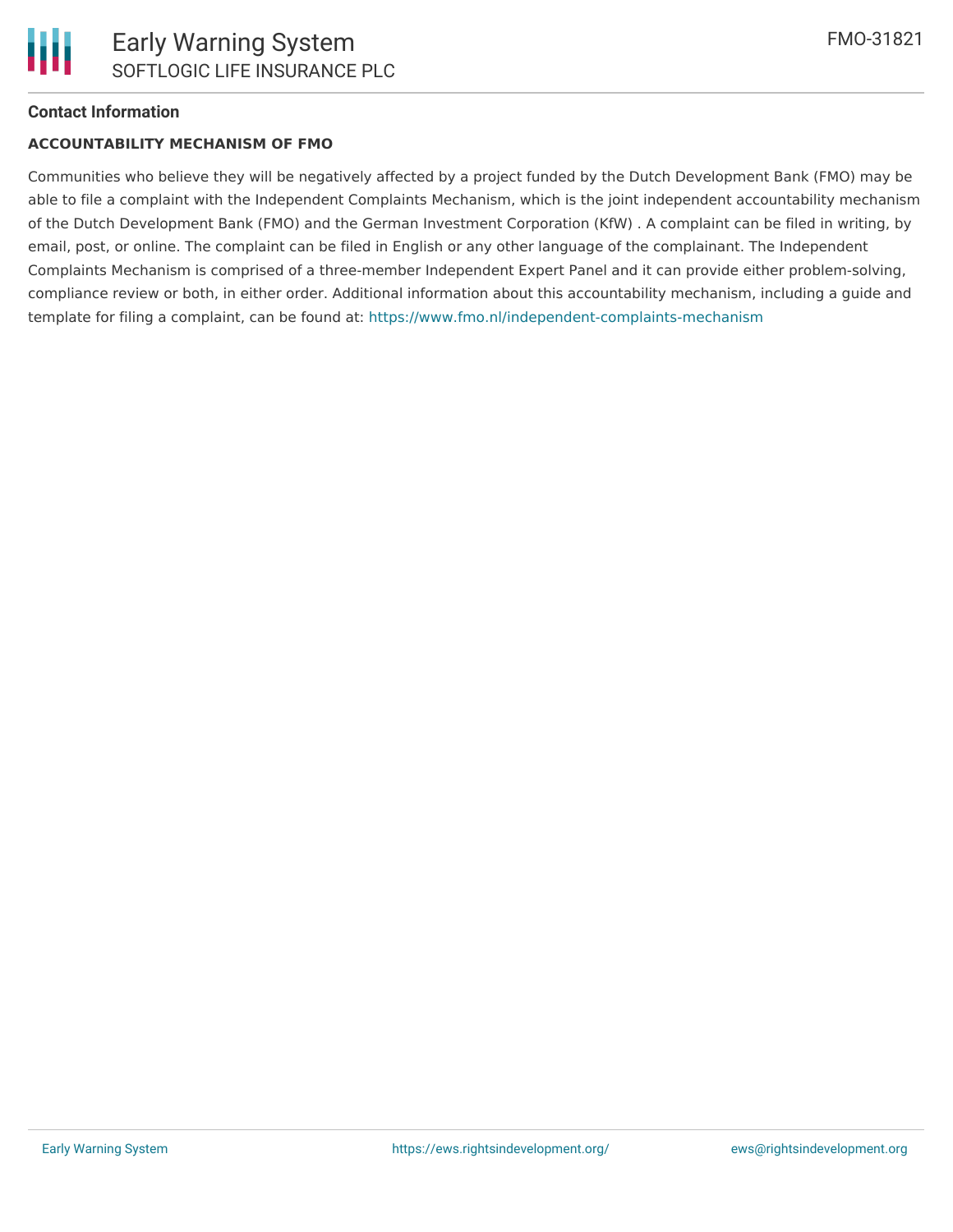**Contact Information**

**ACCOUNTABILITY MECHANISM OF FMO**

Communities who believe they will be negatively affected by a project funded by the Dutch Development Bank (FMO) may be able to file a complaint with the Independent Complaints Mechanism, which is the joint independent accountability mechanism of the Dutch Development Bank (FMO) and the German Investment Corporation (KfW) . A complaint can be filed in writing, by email, post, or online. The complaint can be filed in English or any other language of the complainant. The Independent Complaints Mechanism is comprised of a three-member Independent Expert Panel and it can provide either problem-solving, compliance review or both, in either order. Additional information about this accountability mechanism, including a guide and template for filing a complaint, can be found at: https://www.fmo.nl/independent-complaints-mechanism